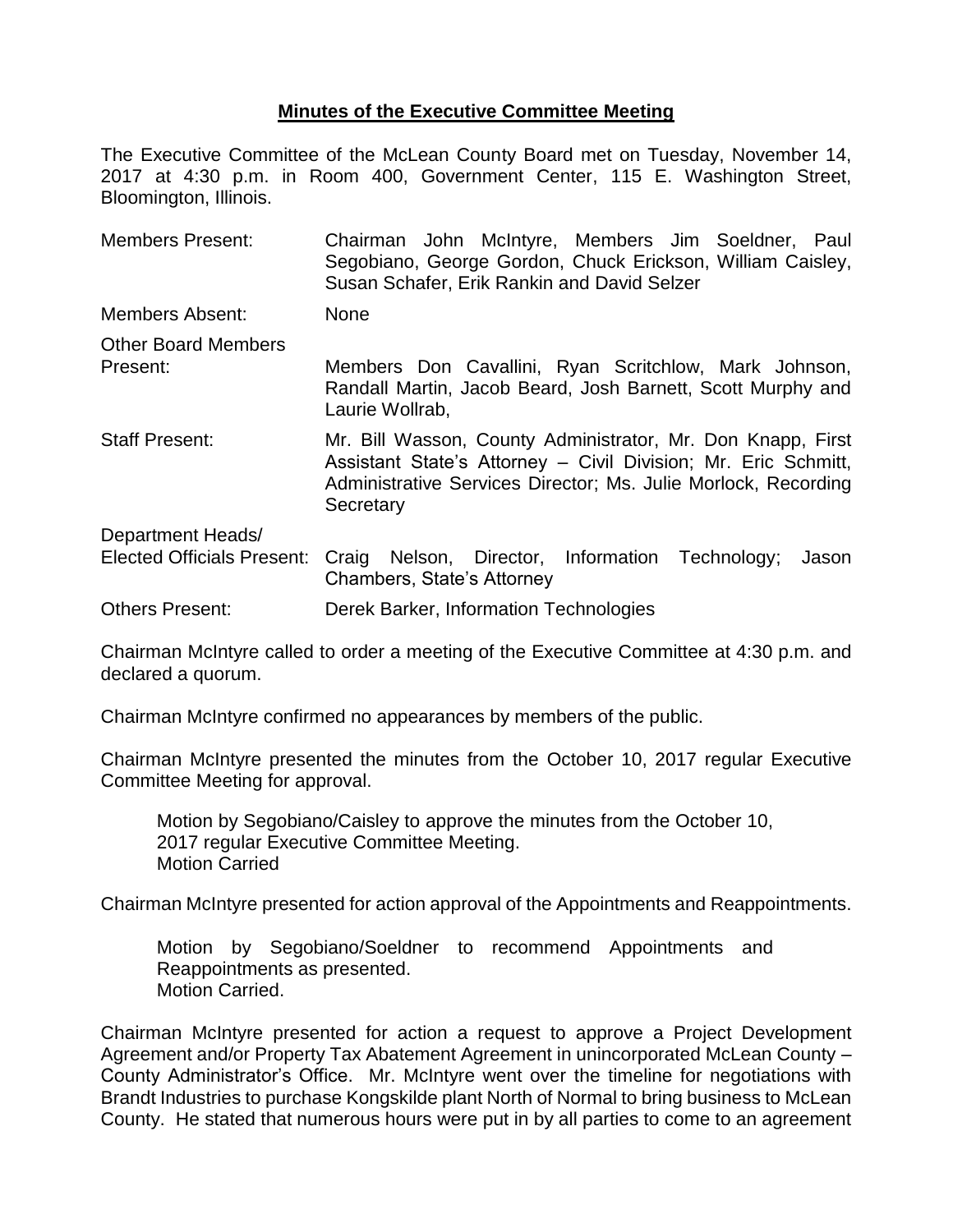**Minutes of the Executive Committee Meeting**

The Executive Committee of the McLean County Board met on Tuesday, November 14, 2017 at 4:30 p.m. in Room 400, Government Center, 115 E. Washington Street, Bloomington, Illinois.

| | |
|---|---|
| Members Present: | Chairman John McIntyre, Members Jim Soeldner, Paul Segobiano, George Gordon, Chuck Erickson, William Caisley, Susan Schafer, Erik Rankin and David Selzer |
| Members Absent: | None |
| Other Board Members Present: | Members Don Cavallini, Ryan Scritchlow, Mark Johnson, Randall Martin, Jacob Beard, Josh Barnett, Scott Murphy and Laurie Wollrab, |
| Staff Present: | Mr. Bill Wasson, County Administrator, Mr. Don Knapp, First Assistant State's Attorney – Civil Division; Mr. Eric Schmitt, Administrative Services Director; Ms. Julie Morlock, Recording Secretary |
| Department Heads/ Elected Officials Present: | Craig Nelson, Director, Information Technology; Jason Chambers, State's Attorney |
| Others Present: | Derek Barker, Information Technologies |

Chairman McIntyre called to order a meeting of the Executive Committee at 4:30 p.m. and declared a quorum.

Chairman McIntyre confirmed no appearances by members of the public.

Chairman McIntyre presented the minutes from the October 10, 2017 regular Executive Committee Meeting for approval.

> Motion by Segobiano/Caisley to approve the minutes from the October 10, 2017 regular Executive Committee Meeting.
> Motion Carried

Chairman McIntyre presented for action approval of the Appointments and Reappointments.

> Motion by Segobiano/Soeldner to recommend Appointments and Reappointments as presented.
> Motion Carried.

Chairman McIntyre presented for action a request to approve a Project Development Agreement and/or Property Tax Abatement Agreement in unincorporated McLean County – County Administrator's Office. Mr. McIntyre went over the timeline for negotiations with Brandt Industries to purchase Kongskilde plant North of Normal to bring business to McLean County. He stated that numerous hours were put in by all parties to come to an agreement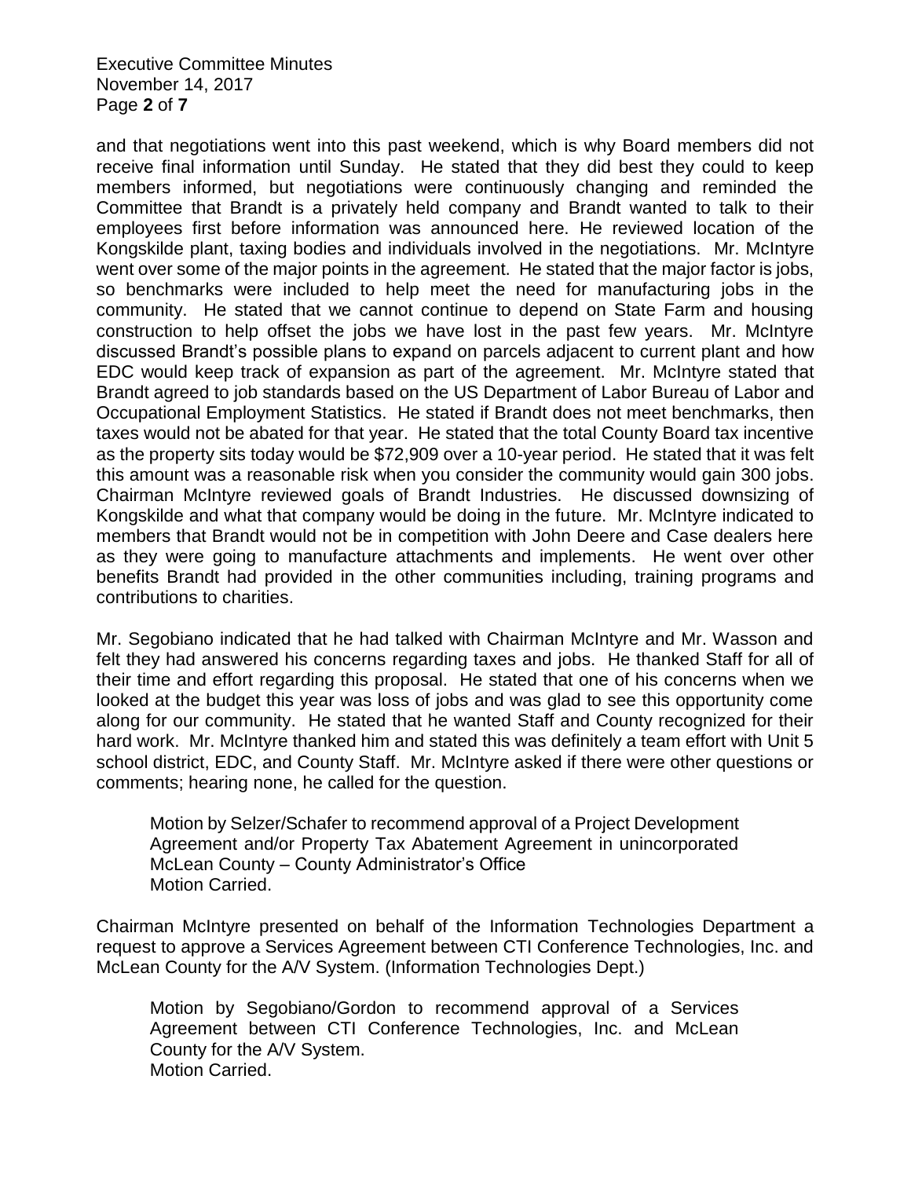and that negotiations went into this past weekend, which is why Board members did not receive final information until Sunday. He stated that they did best they could to keep members informed, but negotiations were continuously changing and reminded the Committee that Brandt is a privately held company and Brandt wanted to talk to their employees first before information was announced here. He reviewed location of the Kongskilde plant, taxing bodies and individuals involved in the negotiations. Mr. McIntyre went over some of the major points in the agreement. He stated that the major factor is jobs, so benchmarks were included to help meet the need for manufacturing jobs in the community. He stated that we cannot continue to depend on State Farm and housing construction to help offset the jobs we have lost in the past few years. Mr. McIntyre discussed Brandt's possible plans to expand on parcels adjacent to current plant and how EDC would keep track of expansion as part of the agreement. Mr. McIntyre stated that Brandt agreed to job standards based on the US Department of Labor Bureau of Labor and Occupational Employment Statistics. He stated if Brandt does not meet benchmarks, then taxes would not be abated for that year. He stated that the total County Board tax incentive as the property sits today would be $72,909 over a 10-year period. He stated that it was felt this amount was a reasonable risk when you consider the community would gain 300 jobs. Chairman McIntyre reviewed goals of Brandt Industries. He discussed downsizing of Kongskilde and what that company would be doing in the future. Mr. McIntyre indicated to members that Brandt would not be in competition with John Deere and Case dealers here as they were going to manufacture attachments and implements. He went over other benefits Brandt had provided in the other communities including, training programs and contributions to charities.

Mr. Segobiano indicated that he had talked with Chairman McIntyre and Mr. Wasson and felt they had answered his concerns regarding taxes and jobs. He thanked Staff for all of their time and effort regarding this proposal. He stated that one of his concerns when we looked at the budget this year was loss of jobs and was glad to see this opportunity come along for our community. He stated that he wanted Staff and County recognized for their hard work. Mr. McIntyre thanked him and stated this was definitely a team effort with Unit 5 school district, EDC, and County Staff. Mr. McIntyre asked if there were other questions or comments; hearing none, he called for the question.

> Motion by Selzer/Schafer to recommend approval of a Project Development Agreement and/or Property Tax Abatement Agreement in unincorporated McLean County – County Administrator's Office
> Motion Carried.

Chairman McIntyre presented on behalf of the Information Technologies Department a request to approve a Services Agreement between CTI Conference Technologies, Inc. and McLean County for the A/V System. (Information Technologies Dept.)

> Motion by Segobiano/Gordon to recommend approval of a Services Agreement between CTI Conference Technologies, Inc. and McLean County for the A/V System.
> Motion Carried.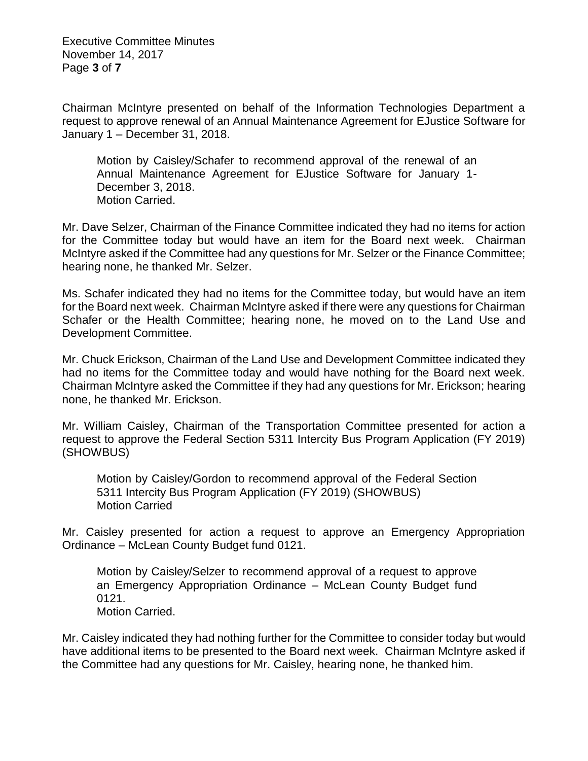Chairman McIntyre presented on behalf of the Information Technologies Department a request to approve renewal of an Annual Maintenance Agreement for EJustice Software for January 1 – December 31, 2018.

> Motion by Caisley/Schafer to recommend approval of the renewal of an Annual Maintenance Agreement for EJustice Software for January 1-December 3, 2018.
> Motion Carried.

Mr. Dave Selzer, Chairman of the Finance Committee indicated they had no items for action for the Committee today but would have an item for the Board next week. Chairman McIntyre asked if the Committee had any questions for Mr. Selzer or the Finance Committee; hearing none, he thanked Mr. Selzer.

Ms. Schafer indicated they had no items for the Committee today, but would have an item for the Board next week. Chairman McIntyre asked if there were any questions for Chairman Schafer or the Health Committee; hearing none, he moved on to the Land Use and Development Committee.

Mr. Chuck Erickson, Chairman of the Land Use and Development Committee indicated they had no items for the Committee today and would have nothing for the Board next week. Chairman McIntyre asked the Committee if they had any questions for Mr. Erickson; hearing none, he thanked Mr. Erickson.

Mr. William Caisley, Chairman of the Transportation Committee presented for action a request to approve the Federal Section 5311 Intercity Bus Program Application (FY 2019) (SHOWBUS)

> Motion by Caisley/Gordon to recommend approval of the Federal Section 5311 Intercity Bus Program Application (FY 2019) (SHOWBUS)
> Motion Carried

Mr. Caisley presented for action a request to approve an Emergency Appropriation Ordinance – McLean County Budget fund 0121.

> Motion by Caisley/Selzer to recommend approval of a request to approve an Emergency Appropriation Ordinance – McLean County Budget fund 0121.
> Motion Carried.

Mr. Caisley indicated they had nothing further for the Committee to consider today but would have additional items to be presented to the Board next week. Chairman McIntyre asked if the Committee had any questions for Mr. Caisley, hearing none, he thanked him.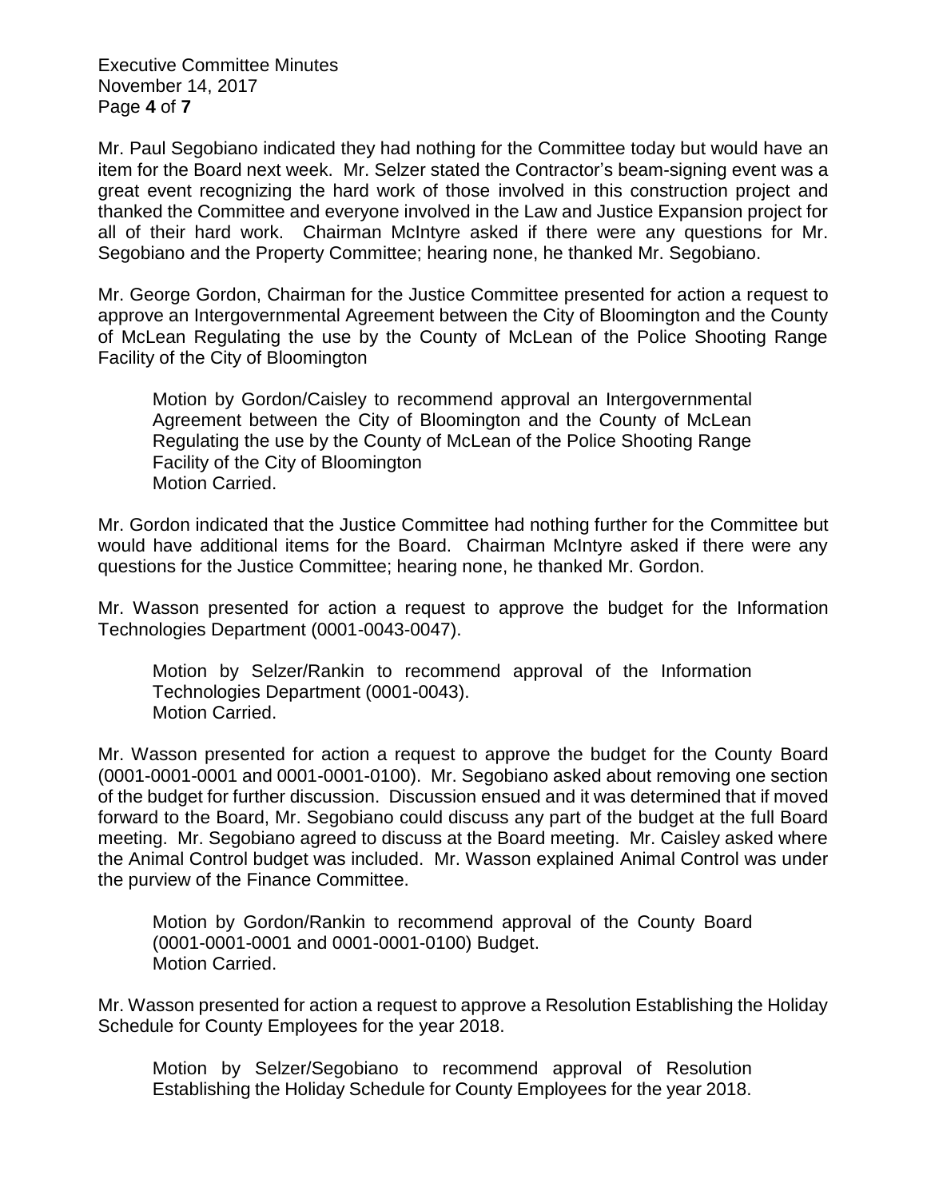Mr. Paul Segobiano indicated they had nothing for the Committee today but would have an item for the Board next week. Mr. Selzer stated the Contractor's beam-signing event was a great event recognizing the hard work of those involved in this construction project and thanked the Committee and everyone involved in the Law and Justice Expansion project for all of their hard work. Chairman McIntyre asked if there were any questions for Mr. Segobiano and the Property Committee; hearing none, he thanked Mr. Segobiano.

Mr. George Gordon, Chairman for the Justice Committee presented for action a request to approve an Intergovernmental Agreement between the City of Bloomington and the County of McLean Regulating the use by the County of McLean of the Police Shooting Range Facility of the City of Bloomington

> Motion by Gordon/Caisley to recommend approval an Intergovernmental Agreement between the City of Bloomington and the County of McLean Regulating the use by the County of McLean of the Police Shooting Range Facility of the City of Bloomington
> Motion Carried.

Mr. Gordon indicated that the Justice Committee had nothing further for the Committee but would have additional items for the Board. Chairman McIntyre asked if there were any questions for the Justice Committee; hearing none, he thanked Mr. Gordon.

Mr. Wasson presented for action a request to approve the budget for the Information Technologies Department (0001-0043-0047).

> Motion by Selzer/Rankin to recommend approval of the Information Technologies Department (0001-0043).
> Motion Carried.

Mr. Wasson presented for action a request to approve the budget for the County Board (0001-0001-0001 and 0001-0001-0100). Mr. Segobiano asked about removing one section of the budget for further discussion. Discussion ensued and it was determined that if moved forward to the Board, Mr. Segobiano could discuss any part of the budget at the full Board meeting. Mr. Segobiano agreed to discuss at the Board meeting. Mr. Caisley asked where the Animal Control budget was included. Mr. Wasson explained Animal Control was under the purview of the Finance Committee.

> Motion by Gordon/Rankin to recommend approval of the County Board (0001-0001-0001 and 0001-0001-0100) Budget.
> Motion Carried.

Mr. Wasson presented for action a request to approve a Resolution Establishing the Holiday Schedule for County Employees for the year 2018.

> Motion by Selzer/Segobiano to recommend approval of Resolution Establishing the Holiday Schedule for County Employees for the year 2018.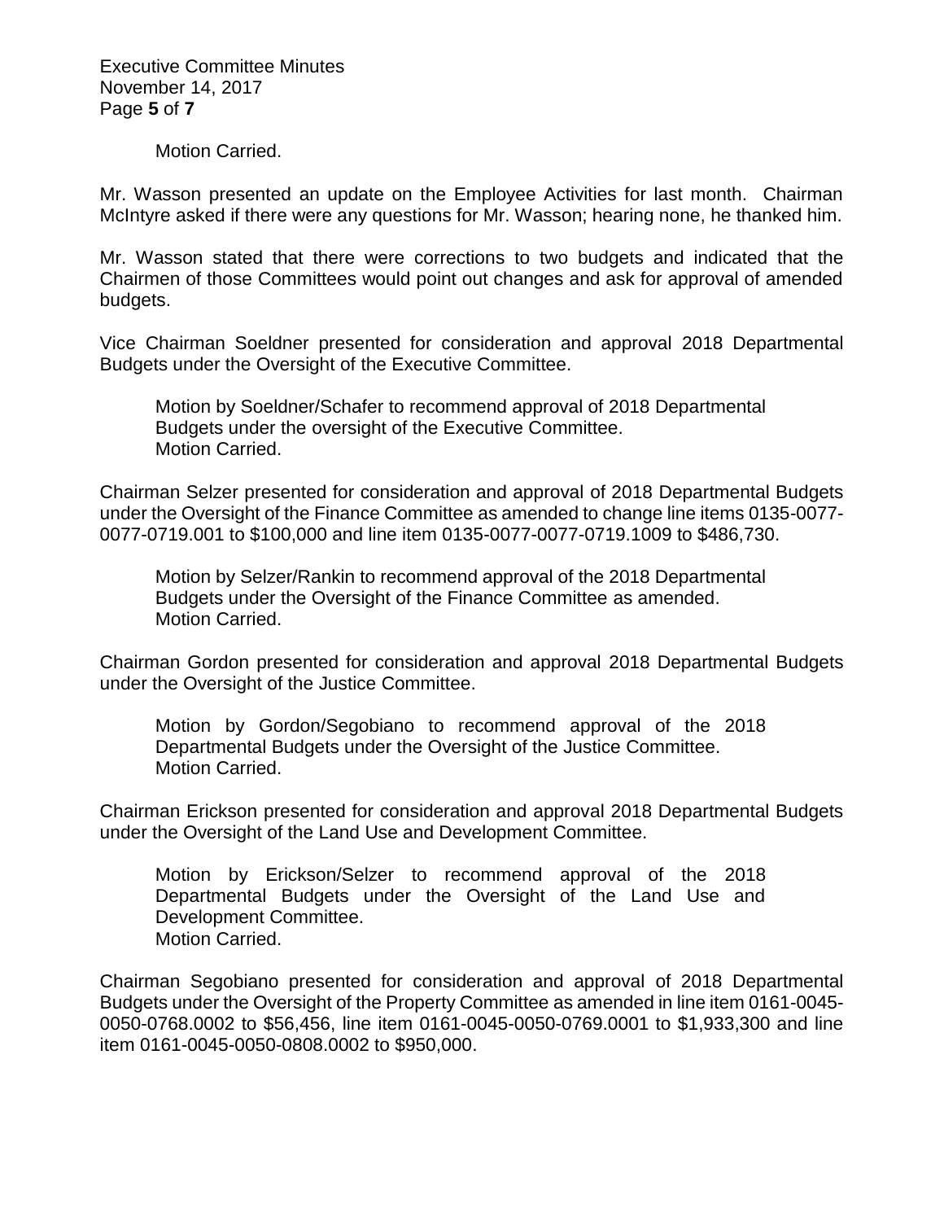Motion Carried.

Mr. Wasson presented an update on the Employee Activities for last month. Chairman McIntyre asked if there were any questions for Mr. Wasson; hearing none, he thanked him.

Mr. Wasson stated that there were corrections to two budgets and indicated that the Chairmen of those Committees would point out changes and ask for approval of amended budgets.

Vice Chairman Soeldner presented for consideration and approval 2018 Departmental Budgets under the Oversight of the Executive Committee.

> Motion by Soeldner/Schafer to recommend approval of 2018 Departmental Budgets under the oversight of the Executive Committee.
> Motion Carried.

Chairman Selzer presented for consideration and approval of 2018 Departmental Budgets under the Oversight of the Finance Committee as amended to change line items 0135-0077-0077-0719.001 to $100,000 and line item 0135-0077-0077-0719.1009 to $486,730.

> Motion by Selzer/Rankin to recommend approval of the 2018 Departmental Budgets under the Oversight of the Finance Committee as amended.
> Motion Carried.

Chairman Gordon presented for consideration and approval 2018 Departmental Budgets under the Oversight of the Justice Committee.

> Motion by Gordon/Segobiano to recommend approval of the 2018 Departmental Budgets under the Oversight of the Justice Committee.
> Motion Carried.

Chairman Erickson presented for consideration and approval 2018 Departmental Budgets under the Oversight of the Land Use and Development Committee.

> Motion by Erickson/Selzer to recommend approval of the 2018 Departmental Budgets under the Oversight of the Land Use and Development Committee.
> Motion Carried.

Chairman Segobiano presented for consideration and approval of 2018 Departmental Budgets under the Oversight of the Property Committee as amended in line item 0161-0045-0050-0768.0002 to $56,456, line item 0161-0045-0050-0769.0001 to $1,933,300 and line item 0161-0045-0050-0808.0002 to $950,000.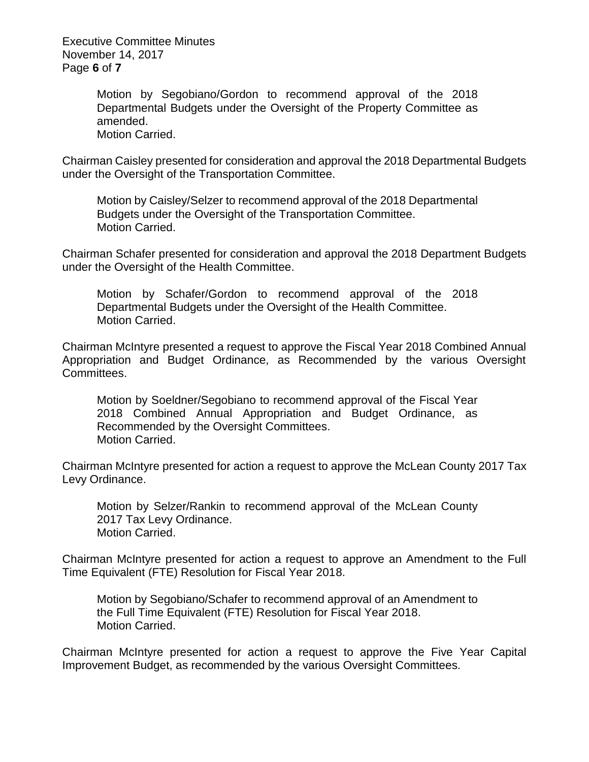Motion by Segobiano/Gordon to recommend approval of the 2018 Departmental Budgets under the Oversight of the Property Committee as amended.
Motion Carried.

Chairman Caisley presented for consideration and approval the 2018 Departmental Budgets under the Oversight of the Transportation Committee.

Motion by Caisley/Selzer to recommend approval of the 2018 Departmental Budgets under the Oversight of the Transportation Committee.
Motion Carried.

Chairman Schafer presented for consideration and approval the 2018 Department Budgets under the Oversight of the Health Committee.

Motion by Schafer/Gordon to recommend approval of the 2018 Departmental Budgets under the Oversight of the Health Committee.
Motion Carried.

Chairman McIntyre presented a request to approve the Fiscal Year 2018 Combined Annual Appropriation and Budget Ordinance, as Recommended by the various Oversight Committees.

Motion by Soeldner/Segobiano to recommend approval of the Fiscal Year 2018 Combined Annual Appropriation and Budget Ordinance, as Recommended by the Oversight Committees.
Motion Carried.

Chairman McIntyre presented for action a request to approve the McLean County 2017 Tax Levy Ordinance.

Motion by Selzer/Rankin to recommend approval of the McLean County 2017 Tax Levy Ordinance.
Motion Carried.

Chairman McIntyre presented for action a request to approve an Amendment to the Full Time Equivalent (FTE) Resolution for Fiscal Year 2018.

Motion by Segobiano/Schafer to recommend approval of an Amendment to the Full Time Equivalent (FTE) Resolution for Fiscal Year 2018.
Motion Carried.

Chairman McIntyre presented for action a request to approve the Five Year Capital Improvement Budget, as recommended by the various Oversight Committees.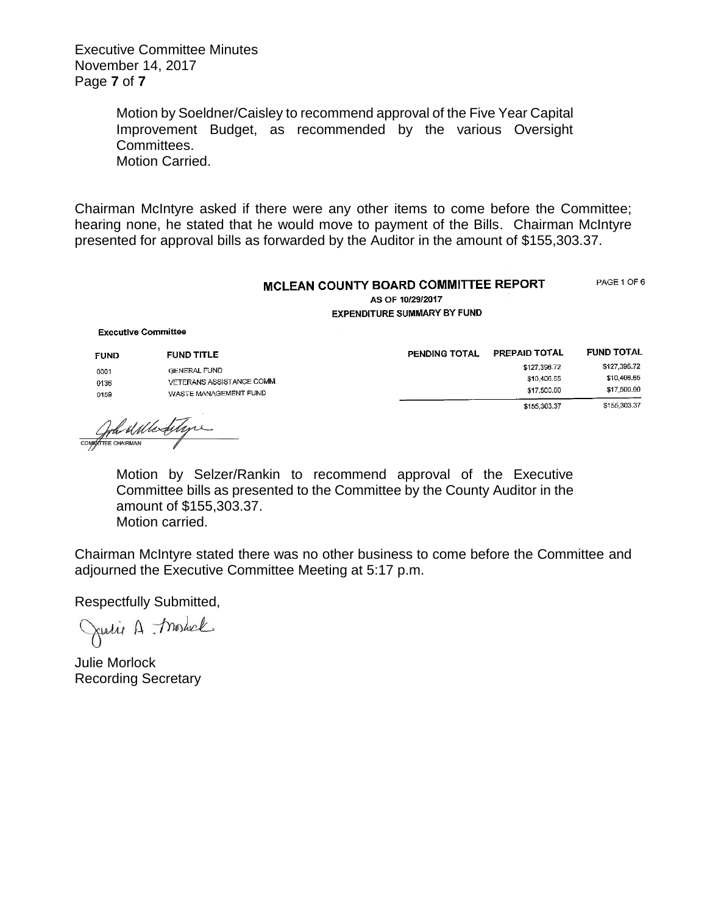Motion by Soeldner/Caisley to recommend approval of the Five Year Capital Improvement Budget, as recommended by the various Oversight Committees.
Motion Carried.

Chairman McIntyre asked if there were any other items to come before the Committee; hearing none, he stated that he would move to payment of the Bills. Chairman McIntyre presented for approval bills as forwarded by the Auditor in the amount of $155,303.37.

**MCLEAN COUNTY BOARD COMMITTEE REPORT**

PAGE 1 OF 6

AS OF 10/29/2017

EXPENDITURE SUMMARY BY FUND

Executive Committee

| FUND | FUND TITLE | PENDING TOTAL | PREPAID TOTAL | FUND TOTAL |
|---|---|---|---|---|
| 0001 | GENERAL FUND | | $127,396.72 | $127,396.72 |
| 0136 | VETERANS ASSISTANCE COMM. | | $10,406.65 | $10,406.65 |
| 0159 | WASTE MANAGEMENT FUND | | $17,500.00 | $17,500.00 |
| | | | $155,303.37 | $155,303.37 |

COMMITTEE CHAIRMAN

Motion by Selzer/Rankin to recommend approval of the Executive Committee bills as presented to the Committee by the County Auditor in the amount of $155,303.37.
Motion carried.

Chairman McIntyre stated there was no other business to come before the Committee and adjourned the Executive Committee Meeting at 5:17 p.m.

Respectfully Submitted,

Julie Morlock
Recording Secretary